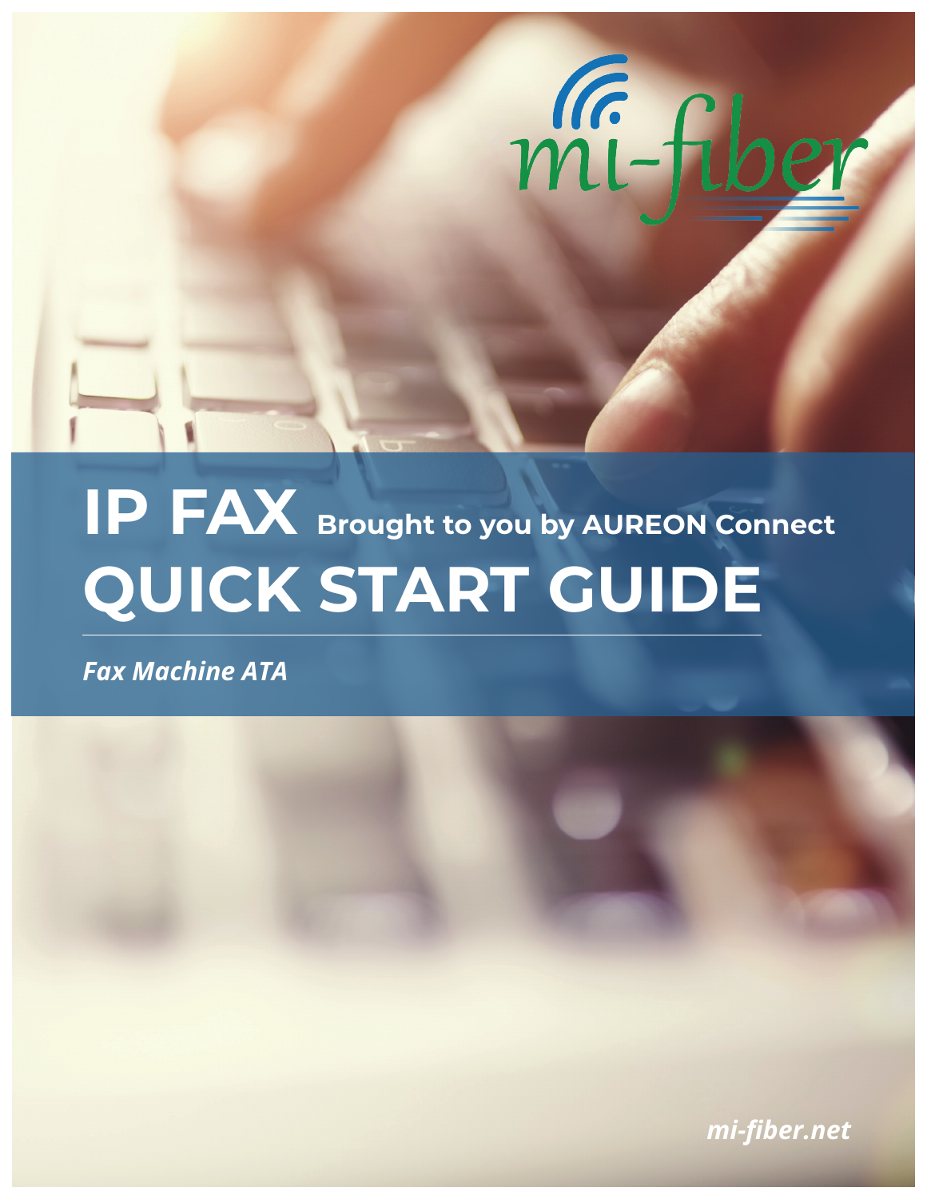mi-fiber

# IP FAX Brought to you by AUREON Connect

# QUICK START GUIDE

***Fax Machine ATA***

***mi-fiber.net***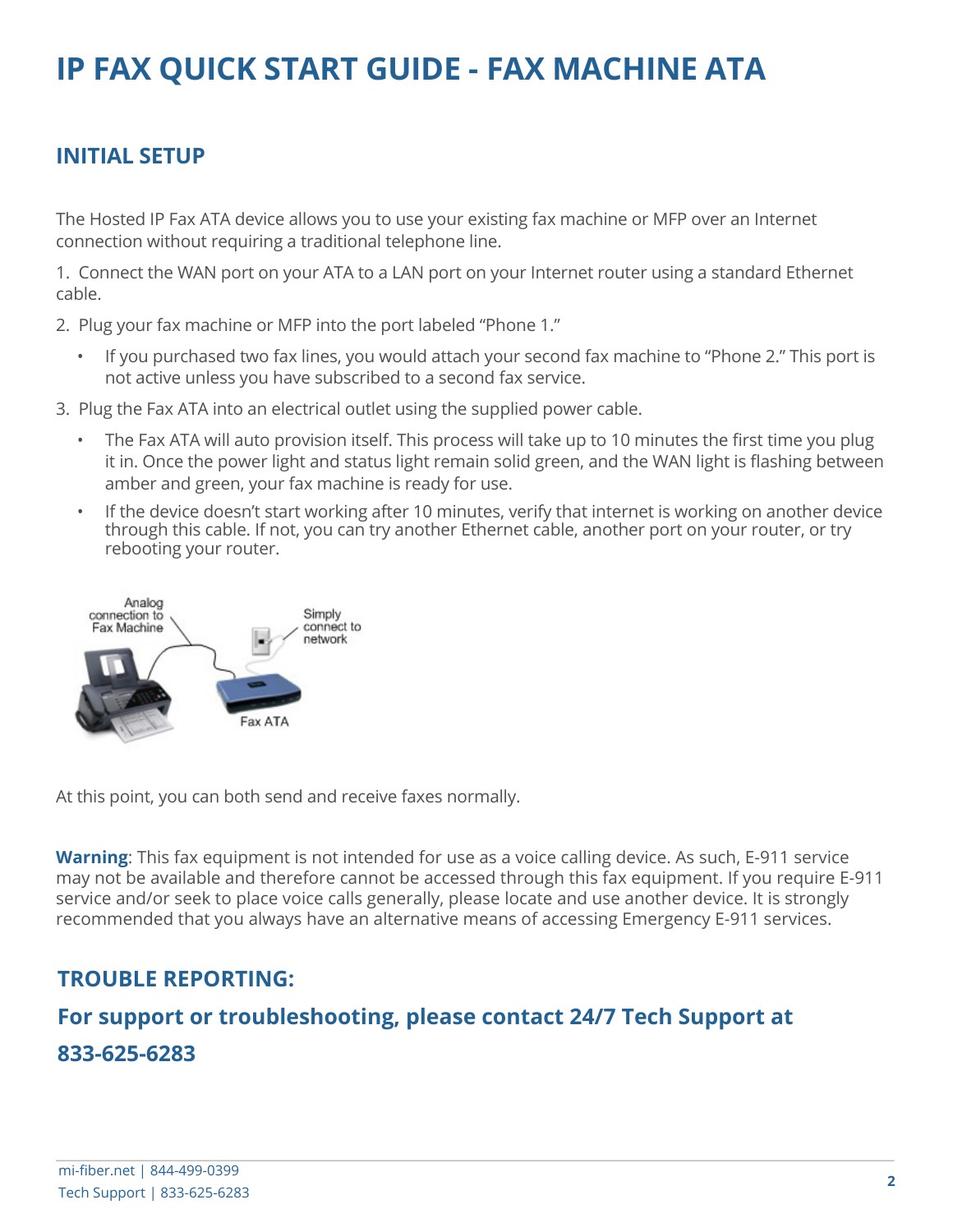# IP FAX QUICK START GUIDE - FAX MACHINE ATA

## INITIAL SETUP

The Hosted IP Fax ATA device allows you to use your existing fax machine or MFP over an Internet connection without requiring a traditional telephone line.

1. Connect the WAN port on your ATA to a LAN port on your Internet router using a standard Ethernet cable.
2. Plug your fax machine or MFP into the port labeled “Phone 1.”
   - If you purchased two fax lines, you would attach your second fax machine to “Phone 2.” This port is not active unless you have subscribed to a second fax service.
3. Plug the Fax ATA into an electrical outlet using the supplied power cable.
   - The Fax ATA will auto provision itself. This process will take up to 10 minutes the first time you plug it in. Once the power light and status light remain solid green, and the WAN light is flashing between amber and green, your fax machine is ready for use.
   - If the device doesn’t start working after 10 minutes, verify that internet is working on another device through this cable. If not, you can try another Ethernet cable, another port on your router, or try rebooting your router.

Analog connection to Fax Machine

Simply connect to network

Fax ATA

At this point, you can both send and receive faxes normally.

**Warning**: This fax equipment is not intended for use as a voice calling device. As such, E-911 service may not be available and therefore cannot be accessed through this fax equipment. If you require E-911 service and/or seek to place voice calls generally, please locate and use another device. It is strongly recommended that you always have an alternative means of accessing Emergency E-911 services.

## TROUBLE REPORTING:

### For support or troubleshooting, please contact 24/7 Tech Support at 833-625-6283